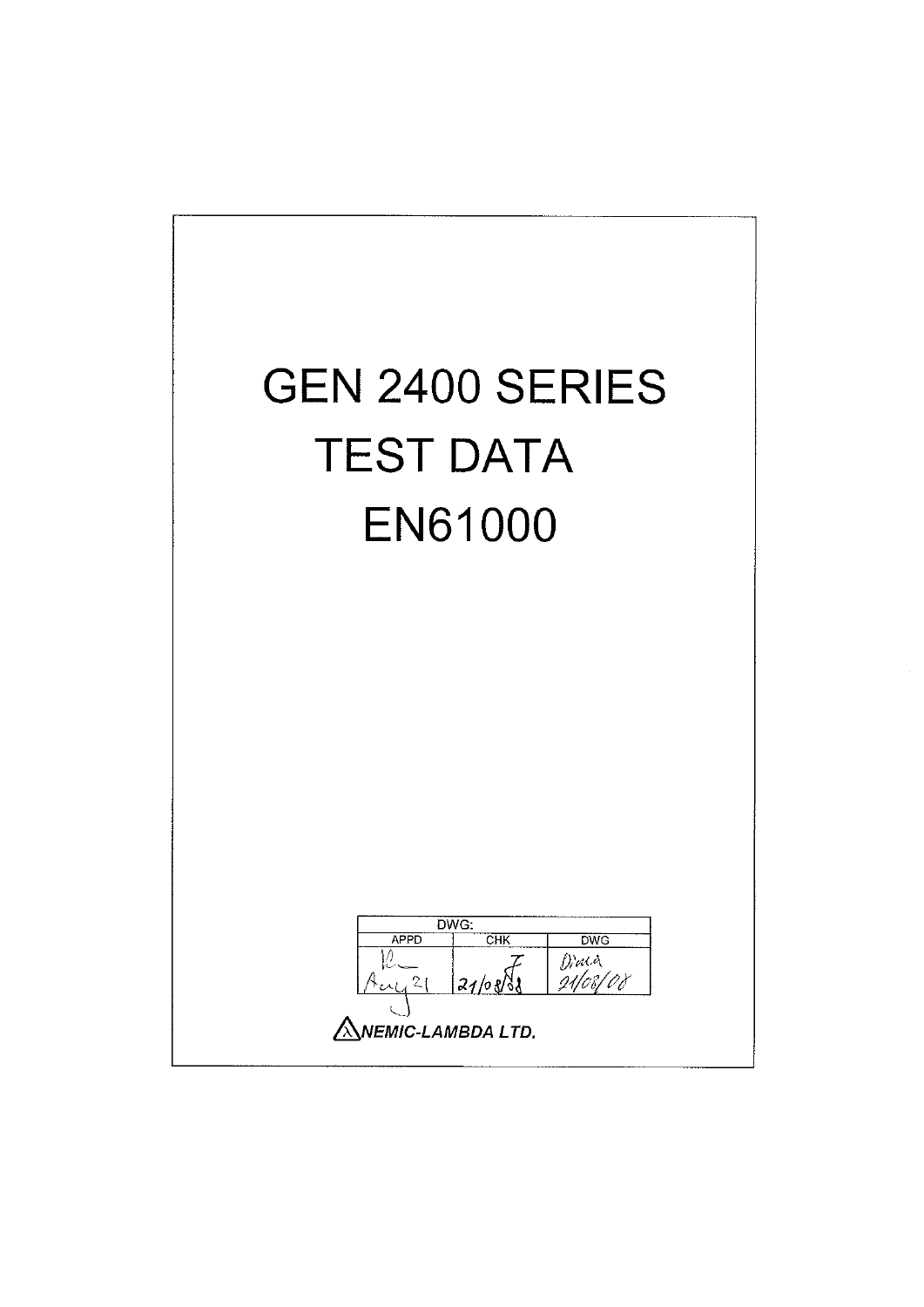# GEN 2400 SERIES
# TEST DATA
# EN61000

| DWG: | | |
|---|---|---|
| APPD | CHK | DWG |
| Aug 21 | 21/08/08 | Dima 21/08/08 |

NEMIC-LAMBDA LTD.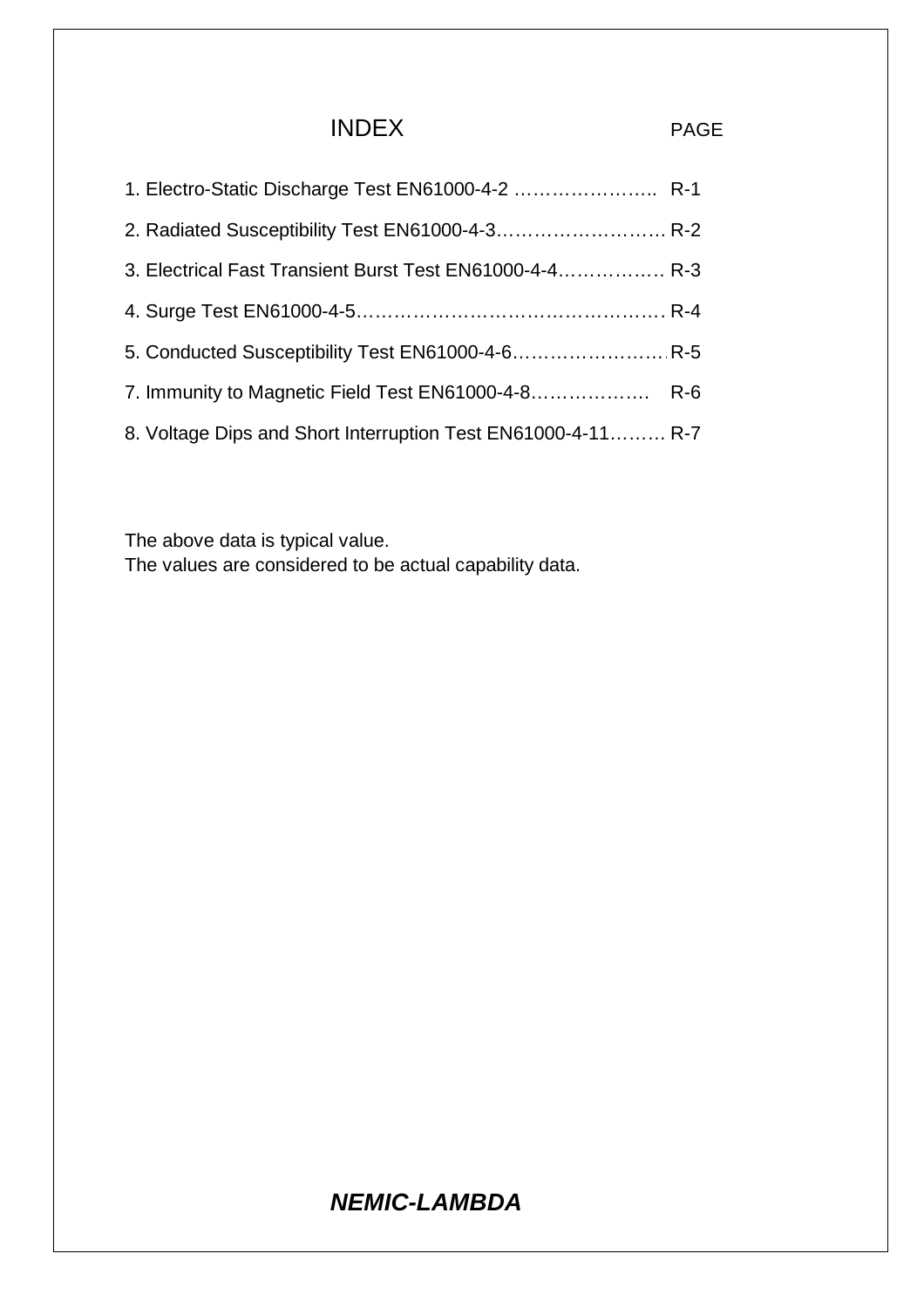# INDEX

| | PAGE |
|---|---|
| 1. Electro-Static Discharge Test EN61000-4-2 ………………….. | R-1 |
| 2. Radiated Susceptibility Test EN61000-4-3…………………….. | R-2 |
| 3. Electrical Fast Transient Burst Test EN61000-4-4……………. | R-3 |
| 4. Surge Test EN61000-4-5………………………………………. | R-4 |
| 5. Conducted Susceptibility Test EN61000-4-6………………….. | R-5 |
| 7. Immunity to Magnetic Field Test EN61000-4-8………………. | R-6 |
| 8. Voltage Dips and Short Interruption Test EN61000-4-11……… | R-7 |

The above data is typical value.
The values are considered to be actual capability data.

***NEMIC-LAMBDA***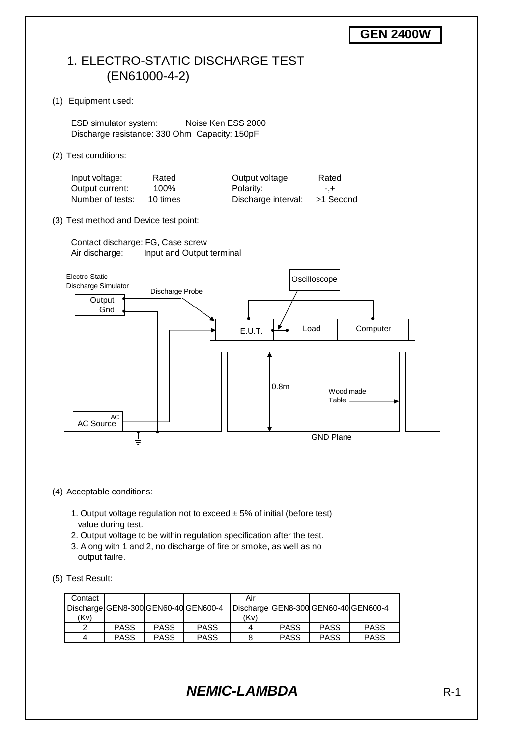**GEN 2400W**

# 1. ELECTRO-STATIC DISCHARGE TEST (EN61000-4-2)

(1) Equipment used:

ESD simulator system: Noise Ken ESS 2000
Discharge resistance: 330 Ohm Capacity: 150pF

(2) Test conditions:

| | | | |
|---|---|---|---|
| Input voltage: | Rated | Output voltage: | Rated |
| Output current: | 100% | Polarity: | -,+ |
| Number of tests: | 10 times | Discharge interval: | >1 Second |

(3) Test method and Device test point:

Contact discharge: FG, Case screw
Air discharge: Input and Output terminal

Electro-Static Discharge Simulator, Output, Gnd, Discharge Probe, Oscilloscope, E.U.T., Load, Computer, 0.8m, Wood made Table, AC Source, AC, GND Plane

(4) Acceptable conditions:

1. Output voltage regulation not to exceed ± 5% of initial (before test) value during test.
2. Output voltage to be within regulation specification after the test.
3. Along with 1 and 2, no discharge of fire or smoke, as well as no output failre.

(5) Test Result:

| Contact Discharge (Kv) | GEN8-300 | GEN60-40 | GEN600-4 | Air Discharge (Kv) | GEN8-300 | GEN60-40 | GEN600-4 |
|---|---|---|---|---|---|---|---|
| 2 | PASS | PASS | PASS | 4 | PASS | PASS | PASS |
| 4 | PASS | PASS | PASS | 8 | PASS | PASS | PASS |

***NEMIC-LAMBDA***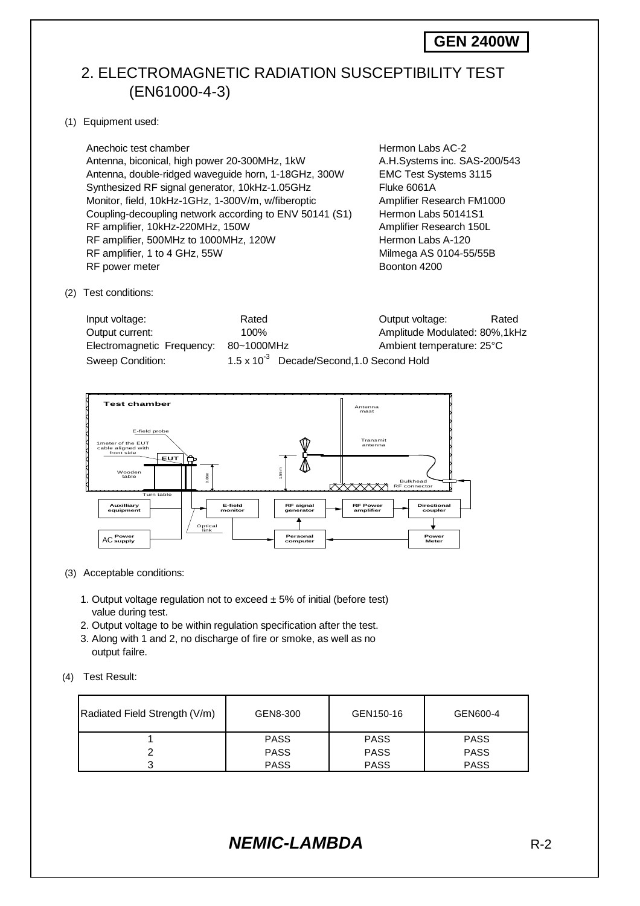**GEN 2400W**

# 2. ELECTROMAGNETIC RADIATION SUSCEPTIBILITY TEST (EN61000-4-3)

(1) Equipment used:

| | |
|---|---|
| Anechoic test chamber | Hermon Labs AC-2 |
| Antenna, biconical, high power 20-300MHz, 1kW | A.H.Systems inc. SAS-200/543 |
| Antenna, double-ridged waveguide horn, 1-18GHz, 300W | EMC Test Systems 3115 |
| Synthesized RF signal generator, 10kHz-1.05GHz | Fluke 6061A |
| Monitor, field, 10kHz-1GHz, 1-300V/m, w/fiberoptic | Amplifier Research FM1000 |
| Coupling-decoupling network according to ENV 50141 (S1) | Hermon Labs 50141S1 |
| RF amplifier, 10kHz-220MHz, 150W | Amplifier Research 150L |
| RF amplifier, 500MHz to 1000MHz, 120W | Hermon Labs A-120 |
| RF amplifier, 1 to 4 GHz, 55W | Milmega AS 0104-55/55B |
| RF power meter | Boonton 4200 |

(2) Test conditions:

Input voltage: Rated
Output voltage: Rated
Output current: 100%
Amplitude Modulated: 80%,1kHz
Electromagnetic Frequency: 80~1000MHz
Ambient temperature: 25°C
Sweep Condition: $1.5 \times 10^{-3}$ Decade/Second,1.0 Second Hold

Test chamber — Antenna mast, E-field probe, Transmit antenna, 1meter of the EUT cable aligned with front side, EUT, Wooden table, 0.8m, 1.55m, Bulkhead RF connector, Turn table, Auxilliary equipment, E-field monitor, RF signal generator, RF Power amplifier, Directional coupler, Optical link, AC Power supply, Personal computer, Power Meter

(3) Acceptable conditions:

1. Output voltage regulation not to exceed ± 5% of initial (before test) value during test.
2. Output voltage to be within regulation specification after the test.
3. Along with 1 and 2, no discharge of fire or smoke, as well as no output failre.

(4) Test Result:

| Radiated Field Strength (V/m) | GEN8-300 | GEN150-16 | GEN600-4 |
|---|---|---|---|
| 1 | PASS | PASS | PASS |
| 2 | PASS | PASS | PASS |
| 3 | PASS | PASS | PASS |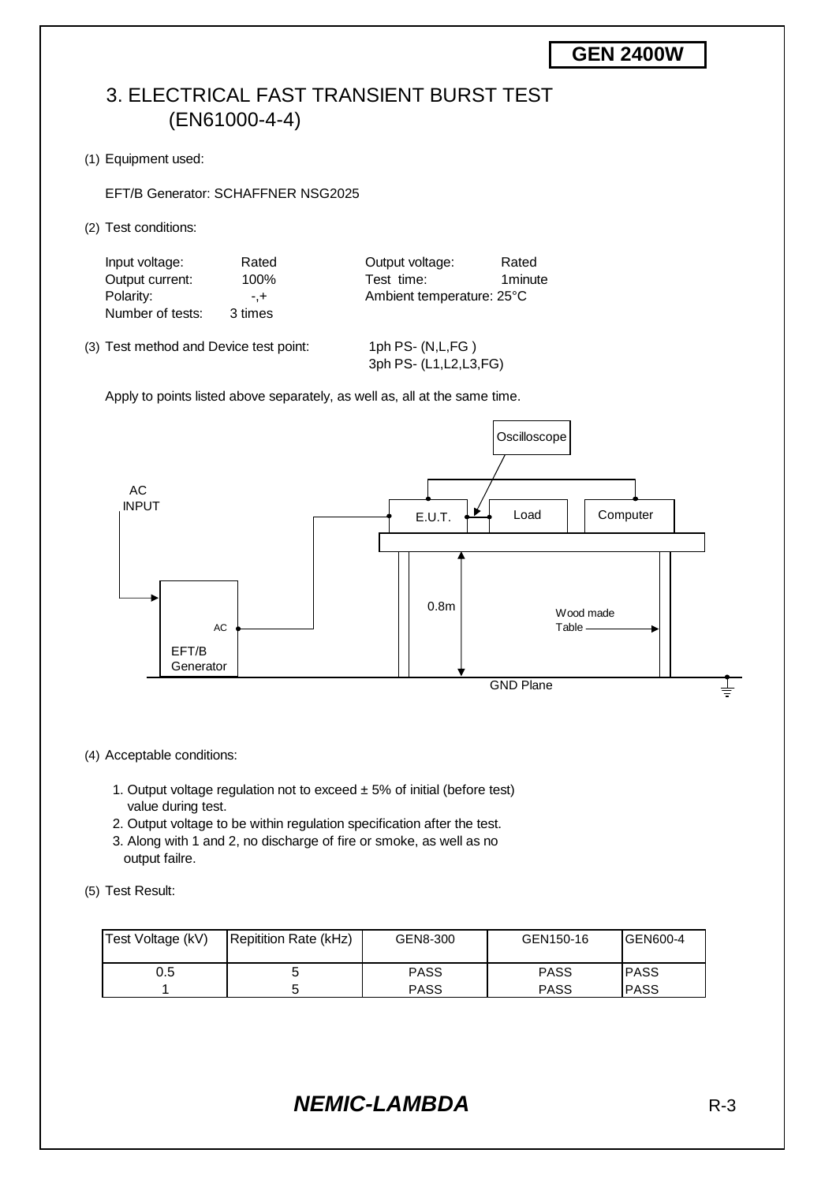**GEN 2400W**

# 3. ELECTRICAL FAST TRANSIENT BURST TEST (EN61000-4-4)

(1) Equipment used:

EFT/B Generator: SCHAFFNER NSG2025

(2) Test conditions:

| | | | |
|---|---|---|---|
| Input voltage: | Rated | Output voltage: | Rated |
| Output current: | 100% | Test time: | 1minute |
| Polarity: | -,+ | Ambient temperature: 25°C | |
| Number of tests: | 3 times | | |

(3) Test method and Device test point: 1ph PS- (N,L,FG )
3ph PS- (L1,L2,L3,FG)

Apply to points listed above separately, as well as, all at the same time.

Oscilloscope

AC INPUT

E.U.T. Load Computer

0.8m

Wood made Table

AC

EFT/B Generator

GND Plane

(4) Acceptable conditions:

1. Output voltage regulation not to exceed ± 5% of initial (before test) value during test.
2. Output voltage to be within regulation specification after the test.
3. Along with 1 and 2, no discharge of fire or smoke, as well as no output failre.

(5) Test Result:

| Test Voltage (kV) | Repitition Rate (kHz) | GEN8-300 | GEN150-16 | GEN600-4 |
|---|---|---|---|---|
| 0.5 | 5 | PASS | PASS | PASS |
| 1 | 5 | PASS | PASS | PASS |

***NEMIC-LAMBDA***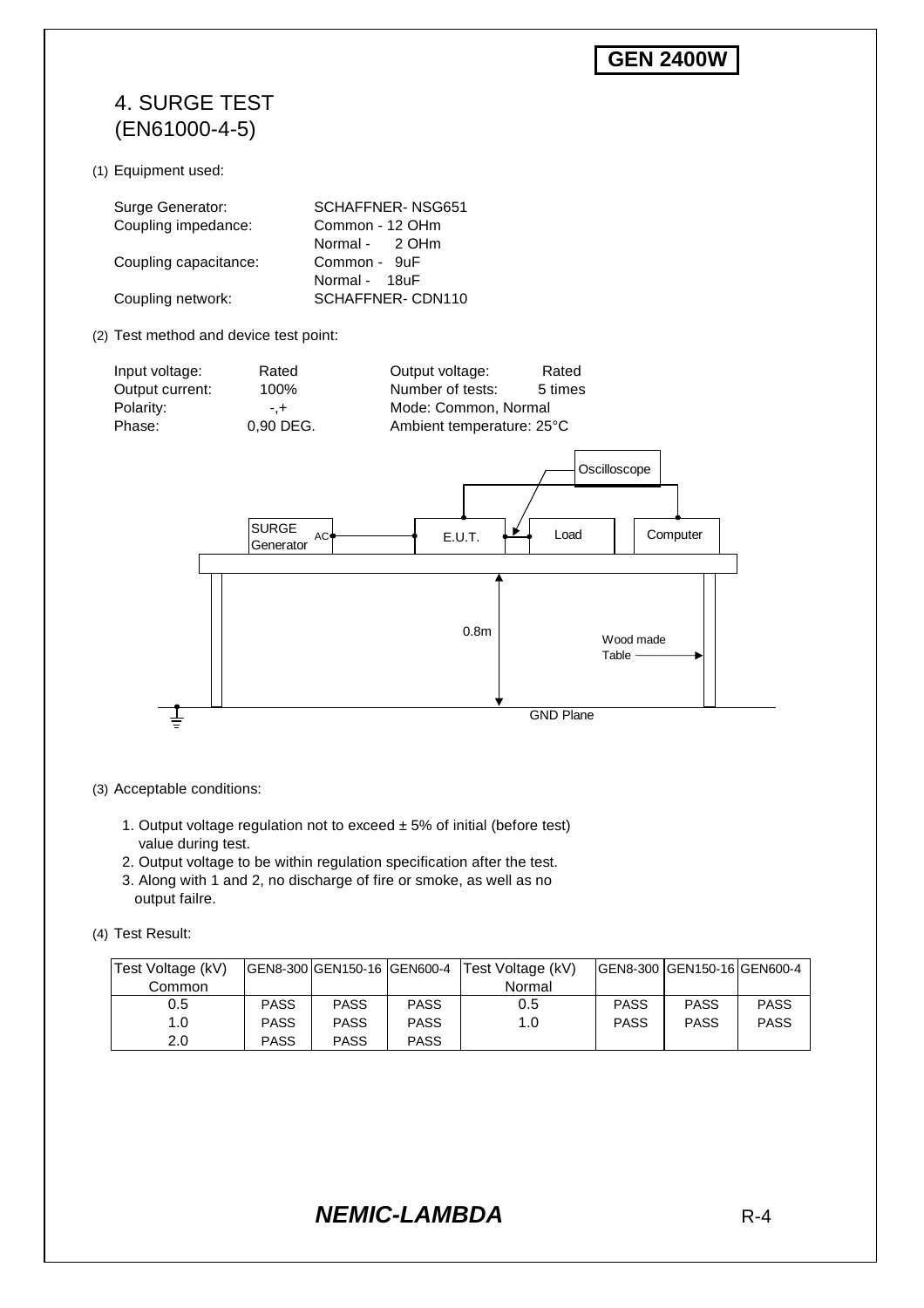**GEN 2400W**

# 4. SURGE TEST
(EN61000-4-5)

(1) Equipment used:

| | |
|---|---|
| Surge Generator: | SCHAFFNER- NSG651 |
| Coupling impedance: | Common - 12 OHm |
| | Normal - 2 OHm |
| Coupling capacitance: | Common - 9uF |
| | Normal - 18uF |
| Coupling network: | SCHAFFNER- CDN110 |

(2) Test method and device test point:

| | | | |
|---|---|---|---|
| Input voltage: | Rated | Output voltage: | Rated |
| Output current: | 100% | Number of tests: | 5 times |
| Polarity: | -,+ | Mode: Common, Normal | |
| Phase: | 0,90 DEG. | Ambient temperature: 25°C | |

SURGE Generator AC — E.U.T. — Load — Computer; Oscilloscope; 0.8m; Wood made Table; GND Plane

(3) Acceptable conditions:

1. Output voltage regulation not to exceed ± 5% of initial (before test) value during test.
2. Output voltage to be within regulation specification after the test.
3. Along with 1 and 2, no discharge of fire or smoke, as well as no output failre.

(4) Test Result:

| Test Voltage (kV) Common | GEN8-300 | GEN150-16 | GEN600-4 | Test Voltage (kV) Normal | GEN8-300 | GEN150-16 | GEN600-4 |
|---|---|---|---|---|---|---|---|
| 0.5 | PASS | PASS | PASS | 0.5 | PASS | PASS | PASS |
| 1.0 | PASS | PASS | PASS | 1.0 | PASS | PASS | PASS |
| 2.0 | PASS | PASS | PASS | | | | |

***NEMIC-LAMBDA***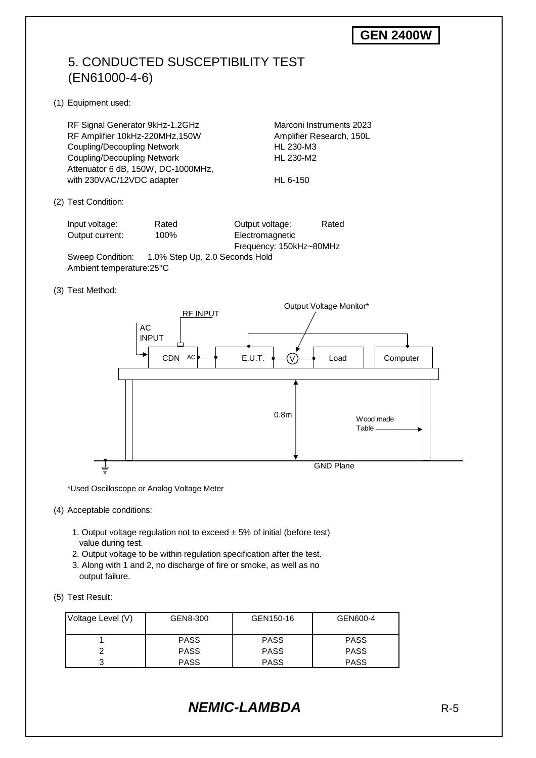**GEN 2400W**

# 5. CONDUCTED SUSCEPTIBILITY TEST (EN61000-4-6)

(1) Equipment used:

| | |
|---|---|
| RF Signal Generator 9kHz-1.2GHz | Marconi Instruments 2023 |
| RF Amplifier 10kHz-220MHz,150W | Amplifier Research, 150L |
| Coupling/Decoupling Network | HL 230-M3 |
| Coupling/Decoupling Network | HL 230-M2 |
| Attenuator 6 dB, 150W, DC-1000MHz, with 230VAC/12VDC adapter | HL 6-150 |

(2) Test Condition:

Input voltage: Rated　　Output voltage: Rated

Output current: 100%　　Electromagnetic Frequency: 150kHz~80MHz

Sweep Condition: 1.0% Step Up, 2.0 Seconds Hold

Ambient temperature:25°C

(3) Test Method:

AC INPUT　RF INPUT　Output Voltage Monitor*

CDN　AC　E.U.T.　V　Load　Computer

0.8m　Wood made Table　GND Plane

*Used Oscilloscope or Analog Voltage Meter

(4) Acceptable conditions:

1. Output voltage regulation not to exceed ± 5% of initial (before test) value during test.
2. Output voltage to be within regulation specification after the test.
3. Along with 1 and 2, no discharge of fire or smoke, as well as no output failure.

(5) Test Result:

| Voltage Level (V) | GEN8-300 | GEN150-16 | GEN600-4 |
|---|---|---|---|
| 1 | PASS | PASS | PASS |
| 2 | PASS | PASS | PASS |
| 3 | PASS | PASS | PASS |

***NEMIC-LAMBDA***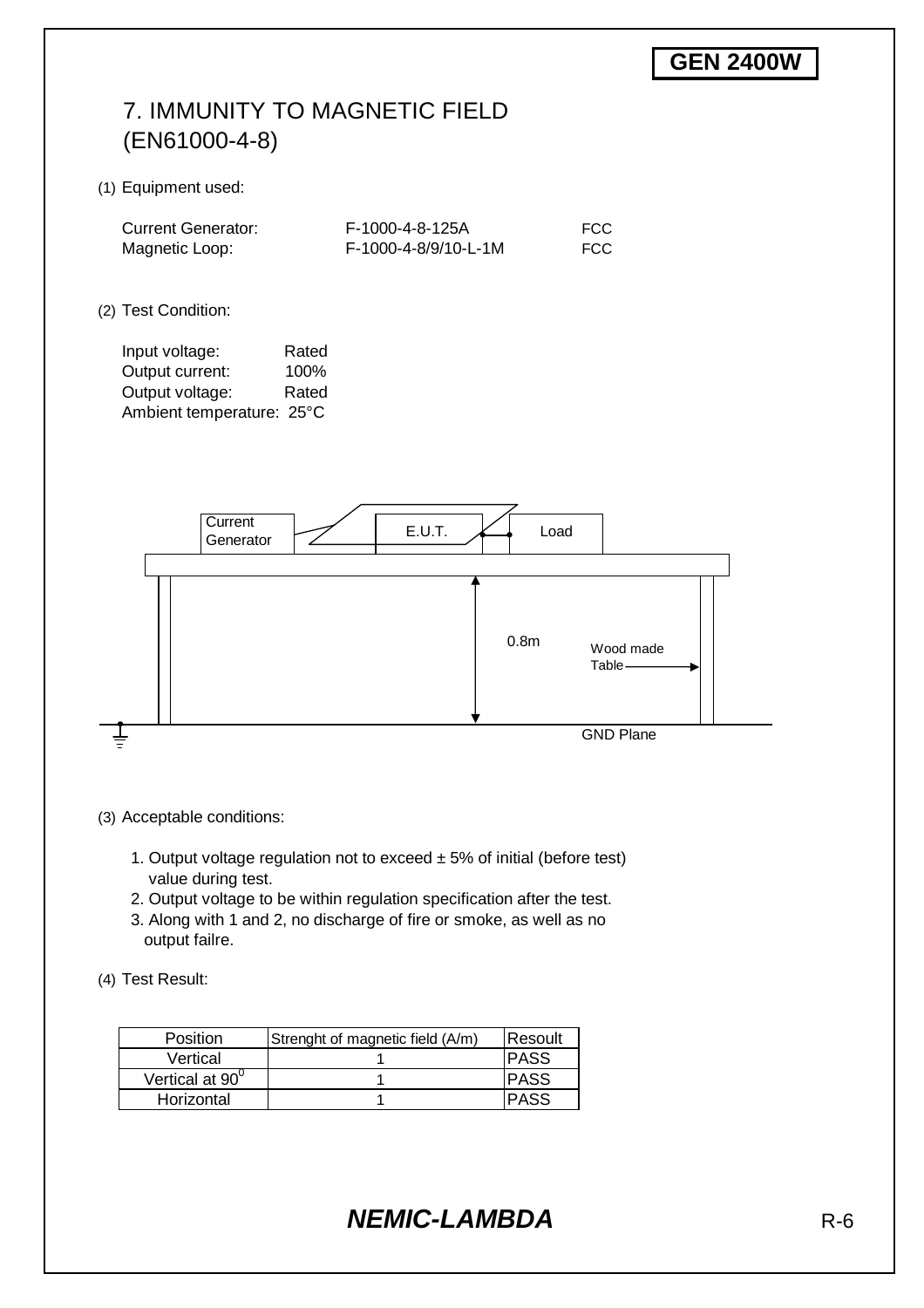**GEN 2400W**

# 7. IMMUNITY TO MAGNETIC FIELD (EN61000-4-8)

(1) Equipment used:

| | | |
|---|---|---|
| Current Generator: | F-1000-4-8-125A | FCC |
| Magnetic Loop: | F-1000-4-8/9/10-L-1M | FCC |

(2) Test Condition:

Input voltage: Rated
Output current: 100%
Output voltage: Rated
Ambient temperature: 25°C

Current Generator — E.U.T. — Load

0.8m

Wood made Table

GND Plane

(3) Acceptable conditions:

1. Output voltage regulation not to exceed ± 5% of initial (before test) value during test.
2. Output voltage to be within regulation specification after the test.
3. Along with 1 and 2, no discharge of fire or smoke, as well as no output failre.

(4) Test Result:

| Position | Strenght of magnetic field (A/m) | Resoult |
|---|---|---|
| Vertical | 1 | PASS |
| Vertical at $90^0$ | 1 | PASS |
| Horizontal | 1 | PASS |

***NEMIC-LAMBDA***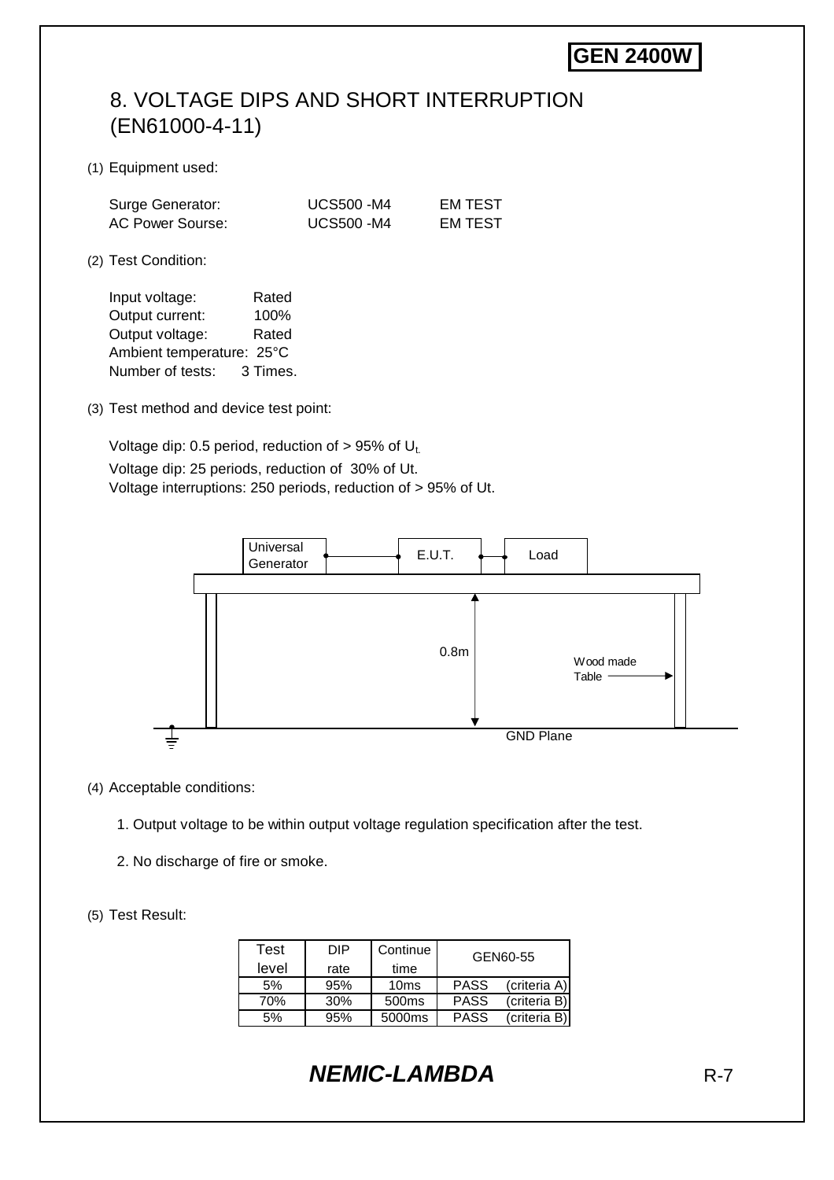# 8. VOLTAGE DIPS AND SHORT INTERRUPTION (EN61000-4-11)

(1) Equipment used:

| | | |
|---|---|---|
| Surge Generator: | UCS500 -M4 | EM TEST |
| AC Power Sourse: | UCS500 -M4 | EM TEST |

(2) Test Condition:

Input voltage: Rated
Output current: 100%
Output voltage: Rated
Ambient temperature: 25°C
Number of tests: 3 Times.

(3) Test method and device test point:

Voltage dip: 0.5 period, reduction of > 95% of $U_t$

Voltage dip: 25 periods, reduction of 30% of Ut.

Voltage interruptions: 250 periods, reduction of > 95% of Ut.

Universal Generator
E.U.T.
Load
0.8m
Wood made Table
GND Plane

(4) Acceptable conditions:

1. Output voltage to be within output voltage regulation specification after the test.
2. No discharge of fire or smoke.

(5) Test Result:

| Test level | DIP rate | Continue time | GEN60-55 | |
|---|---|---|---|---|
| 5% | 95% | 10ms | PASS | (criteria A) |
| 70% | 30% | 500ms | PASS | (criteria B) |
| 5% | 95% | 5000ms | PASS | (criteria B) |